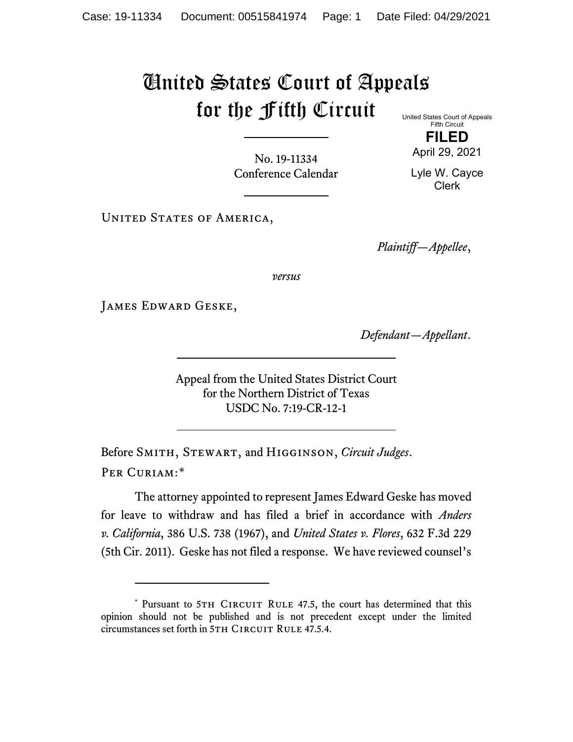# United States Court of Appeals for the Fifth Circuit

United States Court of Appeals
Fifth Circuit

**FILED**

April 29, 2021

Lyle W. Cayce
Clerk

No. 19-11334
Conference Calendar

---

United States of America,

*Plaintiff—Appellee*,

*versus*

James Edward Geske,

*Defendant—Appellant*.

---

Appeal from the United States District Court
for the Northern District of Texas
USDC No. 7:19-CR-12-1

---

Before Smith, Stewart, and Higginson, *Circuit Judges*.

Per Curiam:*

The attorney appointed to represent James Edward Geske has moved for leave to withdraw and has filed a brief in accordance with *Anders v. California*, 386 U.S. 738 (1967), and *United States v. Flores*, 632 F.3d 229 (5th Cir. 2011). Geske has not filed a response. We have reviewed counsel's

---

\* Pursuant to 5th Circuit Rule 47.5, the court has determined that this opinion should not be published and is not precedent except under the limited circumstances set forth in 5th Circuit Rule 47.5.4.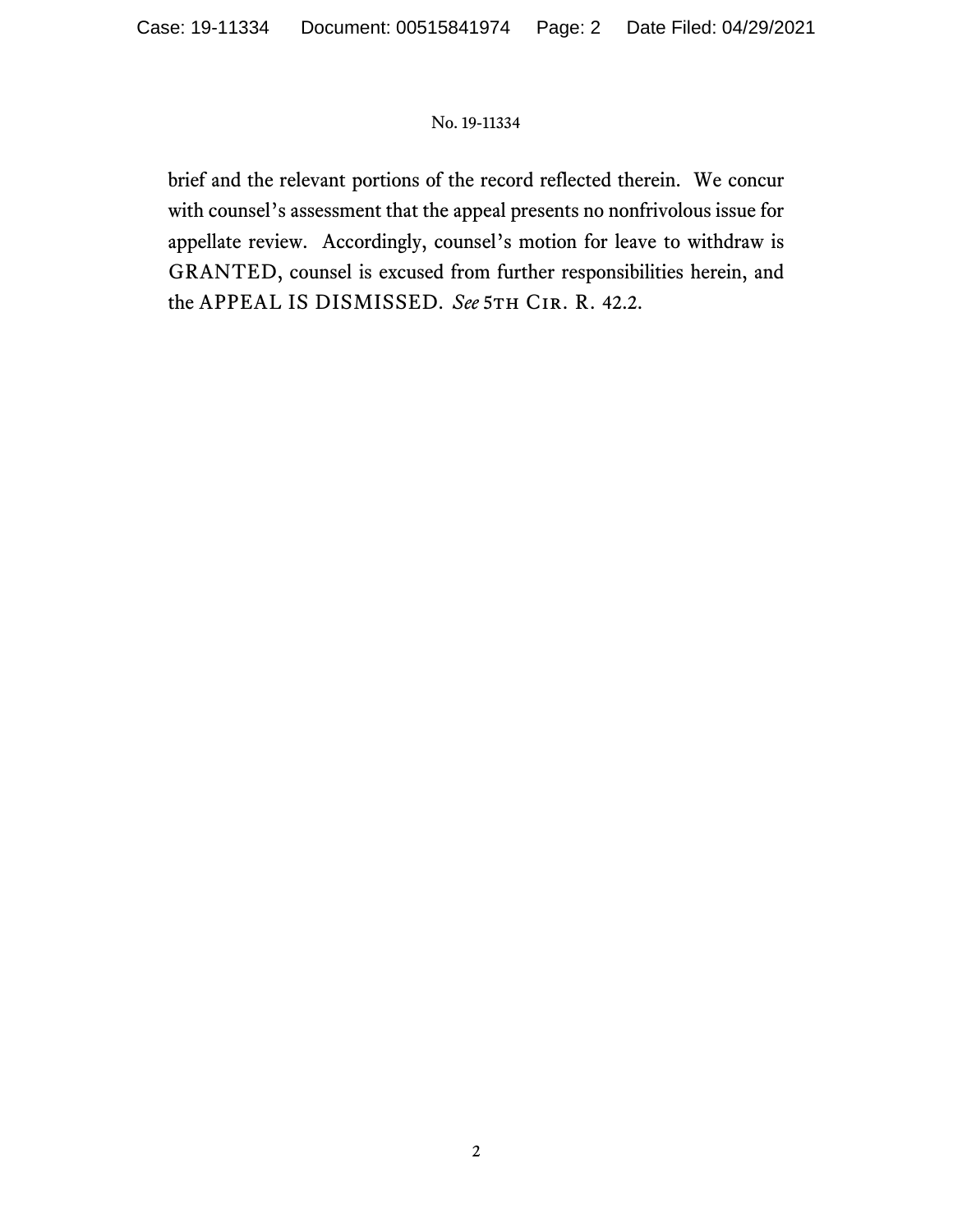brief and the relevant portions of the record reflected therein. We concur with counsel's assessment that the appeal presents no nonfrivolous issue for appellate review. Accordingly, counsel's motion for leave to withdraw is GRANTED, counsel is excused from further responsibilities herein, and the APPEAL IS DISMISSED. *See* 5TH CIR. R. 42.2.